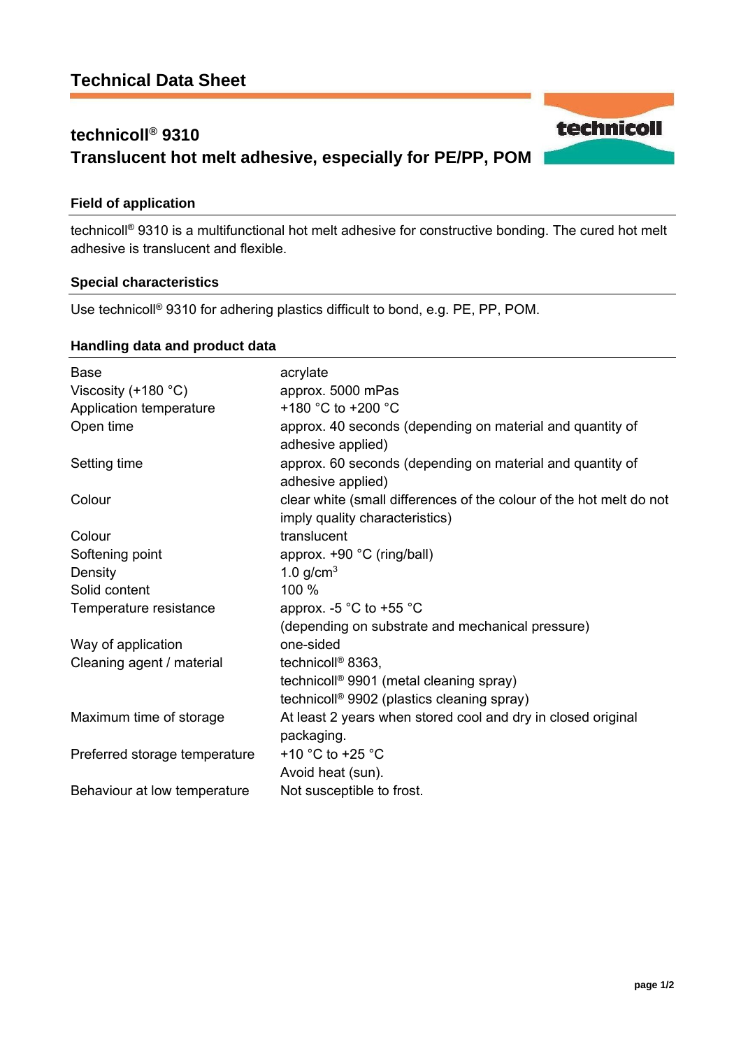# Technical Data Sheet

## technicoll® 9310
## Translucent hot melt adhesive, especially for PE/PP, POM

### Field of application

technicoll® 9310 is a multifunctional hot melt adhesive for constructive bonding. The cured hot melt adhesive is translucent and flexible.

### Special characteristics

Use technicoll® 9310 for adhering plastics difficult to bond, e.g. PE, PP, POM.

### Handling data and product data

| | |
|---|---|
| Base | acrylate |
| Viscosity (+180 °C) | approx. 5000 mPas |
| Application temperature | +180 °C to +200 °C |
| Open time | approx. 40 seconds (depending on material and quantity of adhesive applied) |
| Setting time | approx. 60 seconds (depending on material and quantity of adhesive applied) |
| Colour | clear white (small differences of the colour of the hot melt do not imply quality characteristics) |
| Colour | translucent |
| Softening point | approx. +90 °C (ring/ball) |
| Density | 1.0 g/cm$^3$ |
| Solid content | 100 % |
| Temperature resistance | approx. -5 °C to +55 °C (depending on substrate and mechanical pressure) |
| Way of application | one-sided |
| Cleaning agent / material | technicoll® 8363, technicoll® 9901 (metal cleaning spray) technicoll® 9902 (plastics cleaning spray) |
| Maximum time of storage | At least 2 years when stored cool and dry in closed original packaging. |
| Preferred storage temperature | +10 °C to +25 °C Avoid heat (sun). |
| Behaviour at low temperature | Not susceptible to frost. |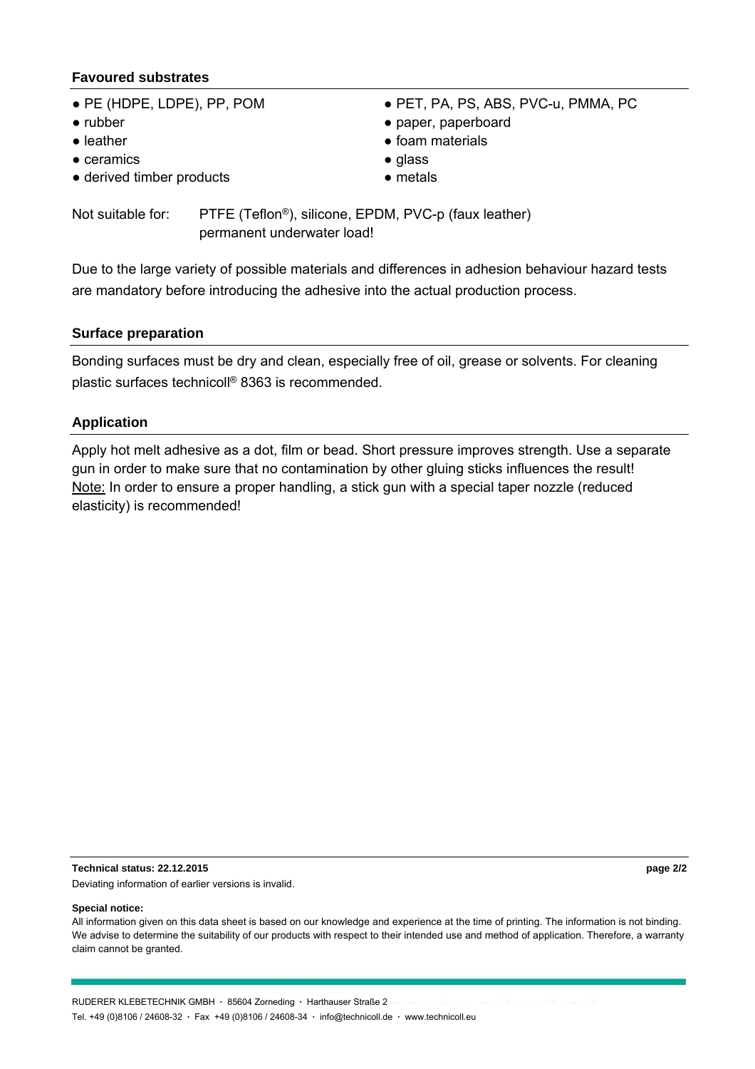## Favoured substrates

- PE (HDPE, LDPE), PP, POM
- rubber
- leather
- ceramics
- derived timber products
- PET, PA, PS, ABS, PVC-u, PMMA, PC
- paper, paperboard
- foam materials
- glass
- metals

Not suitable for: PTFE (Teflon®), silicone, EPDM, PVC-p (faux leather)
permanent underwater load!

Due to the large variety of possible materials and differences in adhesion behaviour hazard tests are mandatory before introducing the adhesive into the actual production process.

## Surface preparation

Bonding surfaces must be dry and clean, especially free of oil, grease or solvents. For cleaning plastic surfaces technicoll® 8363 is recommended.

## Application

Apply hot melt adhesive as a dot, film or bead. Short pressure improves strength. Use a separate gun in order to make sure that no contamination by other gluing sticks influences the result!
Note: In order to ensure a proper handling, a stick gun with a special taper nozzle (reduced elasticity) is recommended!

**Technical status: 22.12.2015**

Deviating information of earlier versions is invalid.

**Special notice:**

All information given on this data sheet is based on our knowledge and experience at the time of printing. The information is not binding. We advise to determine the suitability of our products with respect to their intended use and method of application. Therefore, a warranty claim cannot be granted.

RUDERER KLEBETECHNIK GMBH · 85604 Zorneding · Harthauser Straße 2
Tel. +49 (0)8106 / 24608-32 · Fax +49 (0)8106 / 24608-34 · info@technicoll.de · www.technicoll.eu